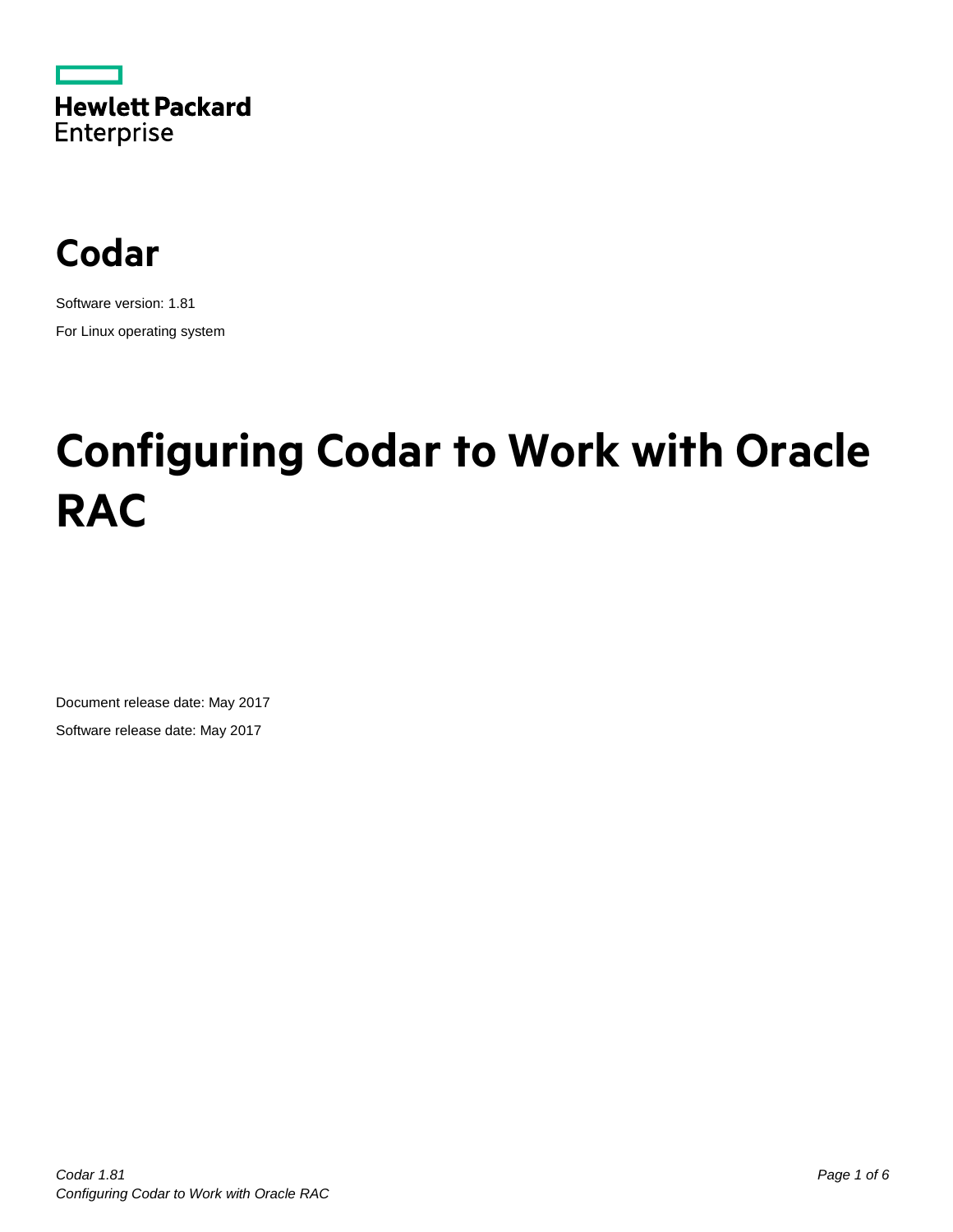Hewlett Packard Enterprise

# Codar

Software version: 1.81

For Linux operating system

# Configuring Codar to Work with Oracle RAC

Document release date: May 2017

Software release date: May 2017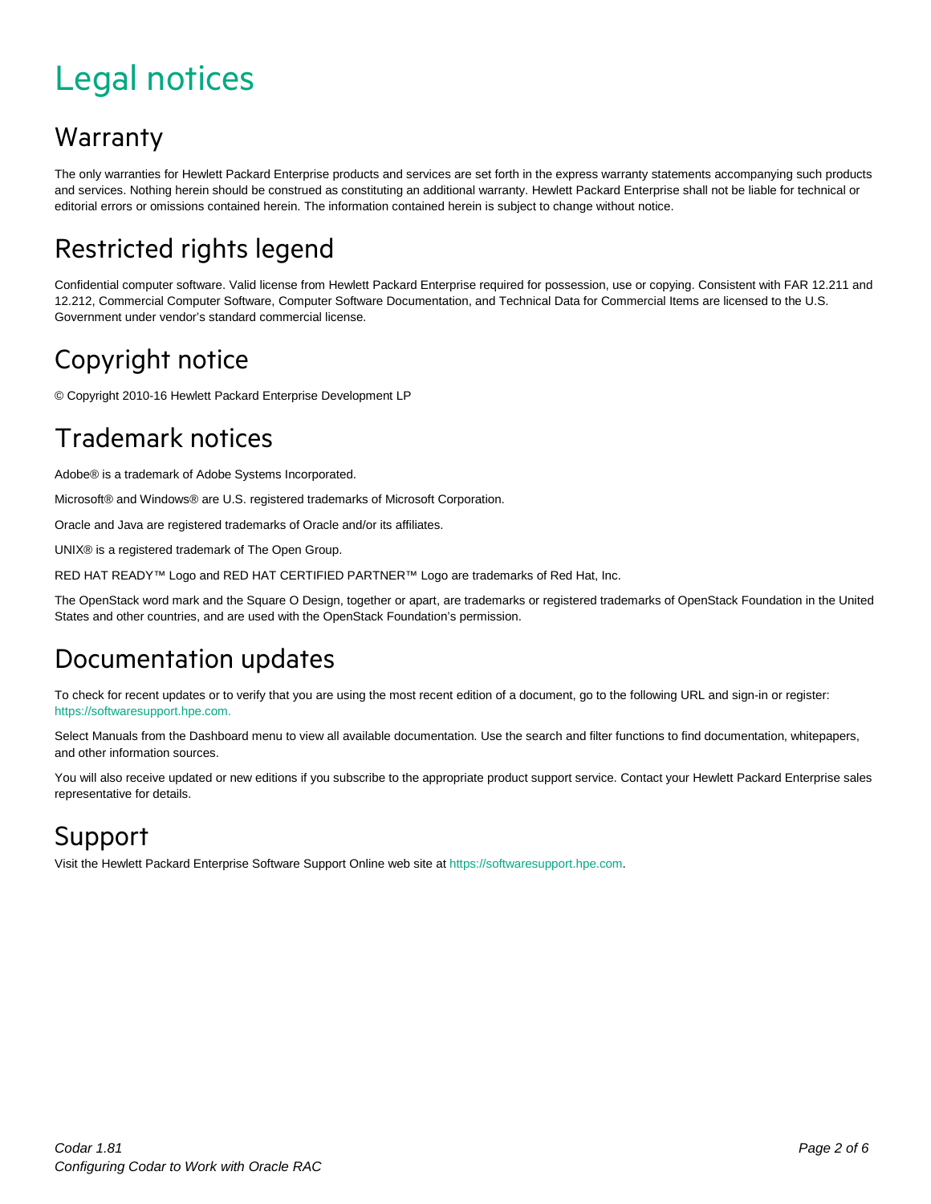# Legal notices

## Warranty

The only warranties for Hewlett Packard Enterprise products and services are set forth in the express warranty statements accompanying such products and services. Nothing herein should be construed as constituting an additional warranty. Hewlett Packard Enterprise shall not be liable for technical or editorial errors or omissions contained herein. The information contained herein is subject to change without notice.

## Restricted rights legend

Confidential computer software. Valid license from Hewlett Packard Enterprise required for possession, use or copying. Consistent with FAR 12.211 and 12.212, Commercial Computer Software, Computer Software Documentation, and Technical Data for Commercial Items are licensed to the U.S. Government under vendor's standard commercial license.

## Copyright notice

© Copyright 2010-16 Hewlett Packard Enterprise Development LP

## Trademark notices

Adobe® is a trademark of Adobe Systems Incorporated.

Microsoft® and Windows® are U.S. registered trademarks of Microsoft Corporation.

Oracle and Java are registered trademarks of Oracle and/or its affiliates.

UNIX® is a registered trademark of The Open Group.

RED HAT READY™ Logo and RED HAT CERTIFIED PARTNER™ Logo are trademarks of Red Hat, Inc.

The OpenStack word mark and the Square O Design, together or apart, are trademarks or registered trademarks of OpenStack Foundation in the United States and other countries, and are used with the OpenStack Foundation's permission.

## Documentation updates

To check for recent updates or to verify that you are using the most recent edition of a document, go to the following URL and sign-in or register: https://softwaresupport.hpe.com.

Select Manuals from the Dashboard menu to view all available documentation. Use the search and filter functions to find documentation, whitepapers, and other information sources.

You will also receive updated or new editions if you subscribe to the appropriate product support service. Contact your Hewlett Packard Enterprise sales representative for details.

## Support

Visit the Hewlett Packard Enterprise Software Support Online web site at https://softwaresupport.hpe.com.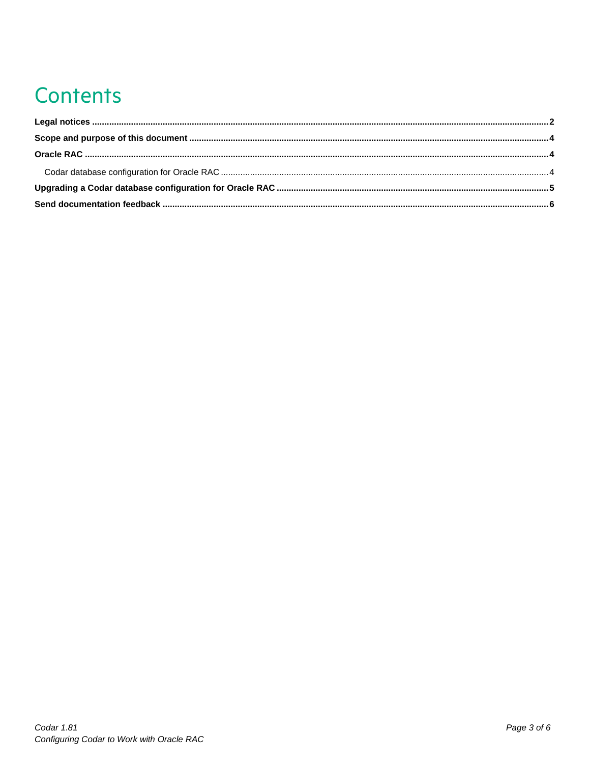# Contents

**Legal notices** ........................................................................................................................ **2**

**Scope and purpose of this document** ........................................................................................ **4**

**Oracle RAC** ........................................................................................................................ **4**

  Codar database configuration for Oracle RAC ........................................................................ 4

**Upgrading a Codar database configuration for Oracle RAC** ...................................................... **5**

**Send documentation feedback** ................................................................................................ **6**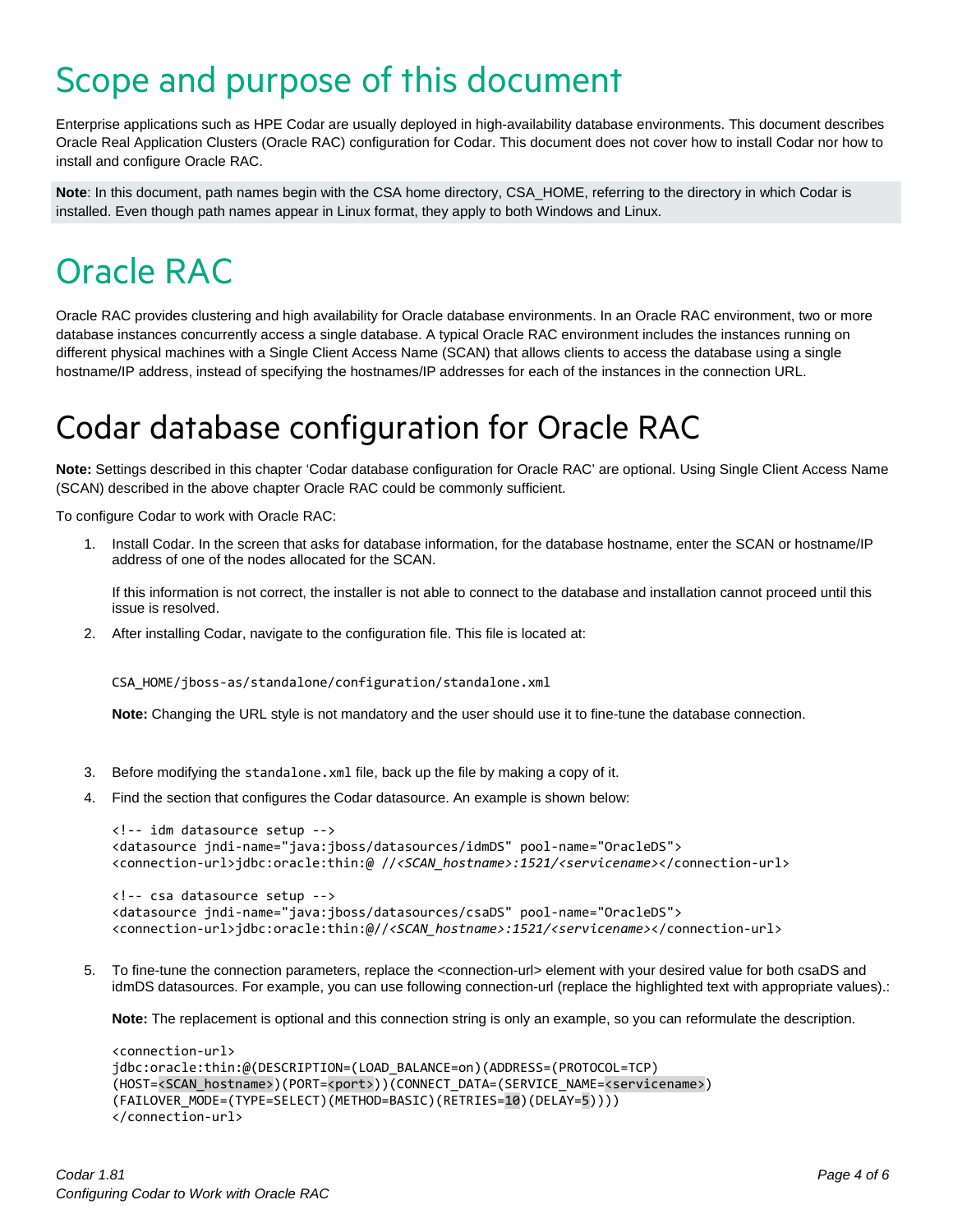# Scope and purpose of this document

Enterprise applications such as HPE Codar are usually deployed in high-availability database environments. This document describes Oracle Real Application Clusters (Oracle RAC) configuration for Codar. This document does not cover how to install Codar nor how to install and configure Oracle RAC.

**Note**: In this document, path names begin with the CSA home directory, CSA_HOME, referring to the directory in which Codar is installed. Even though path names appear in Linux format, they apply to both Windows and Linux.

# Oracle RAC

Oracle RAC provides clustering and high availability for Oracle database environments. In an Oracle RAC environment, two or more database instances concurrently access a single database. A typical Oracle RAC environment includes the instances running on different physical machines with a Single Client Access Name (SCAN) that allows clients to access the database using a single hostname/IP address, instead of specifying the hostnames/IP addresses for each of the instances in the connection URL.

# Codar database configuration for Oracle RAC

**Note:** Settings described in this chapter 'Codar database configuration for Oracle RAC' are optional. Using Single Client Access Name (SCAN) described in the above chapter Oracle RAC could be commonly sufficient.

To configure Codar to work with Oracle RAC:

1. Install Codar. In the screen that asks for database information, for the database hostname, enter the SCAN or hostname/IP address of one of the nodes allocated for the SCAN.

   If this information is not correct, the installer is not able to connect to the database and installation cannot proceed until this issue is resolved.

2. After installing Codar, navigate to the configuration file. This file is located at:

   ```
   CSA_HOME/jboss-as/standalone/configuration/standalone.xml
   ```

   **Note:** Changing the URL style is not mandatory and the user should use it to fine-tune the database connection.

3. Before modifying the `standalone.xml` file, back up the file by making a copy of it.

4. Find the section that configures the Codar datasource. An example is shown below:

   ```
   <!-- idm datasource setup -->
   <datasource jndi-name="java:jboss/datasources/idmDS" pool-name="OracleDS">
   <connection-url>jdbc:oracle:thin:@ //<SCAN_hostname>:1521/<servicename></connection-url>

   <!-- csa datasource setup -->
   <datasource jndi-name="java:jboss/datasources/csaDS" pool-name="OracleDS">
   <connection-url>jdbc:oracle:thin:@//<SCAN_hostname>:1521/<servicename></connection-url>
   ```

5. To fine-tune the connection parameters, replace the <connection-url> element with your desired value for both csaDS and idmDS datasources. For example, you can use following connection-url (replace the highlighted text with appropriate values).:

   **Note:** The replacement is optional and this connection string is only an example, so you can reformulate the description.

   ```
   <connection-url>
   jdbc:oracle:thin:@(DESCRIPTION=(LOAD_BALANCE=on)(ADDRESS=(PROTOCOL=TCP)
   (HOST=<SCAN_hostname>)(PORT=<port>))(CONNECT_DATA=(SERVICE_NAME=<servicename>)
   (FAILOVER_MODE=(TYPE=SELECT)(METHOD=BASIC)(RETRIES=10)(DELAY=5))))
   </connection-url>
   ```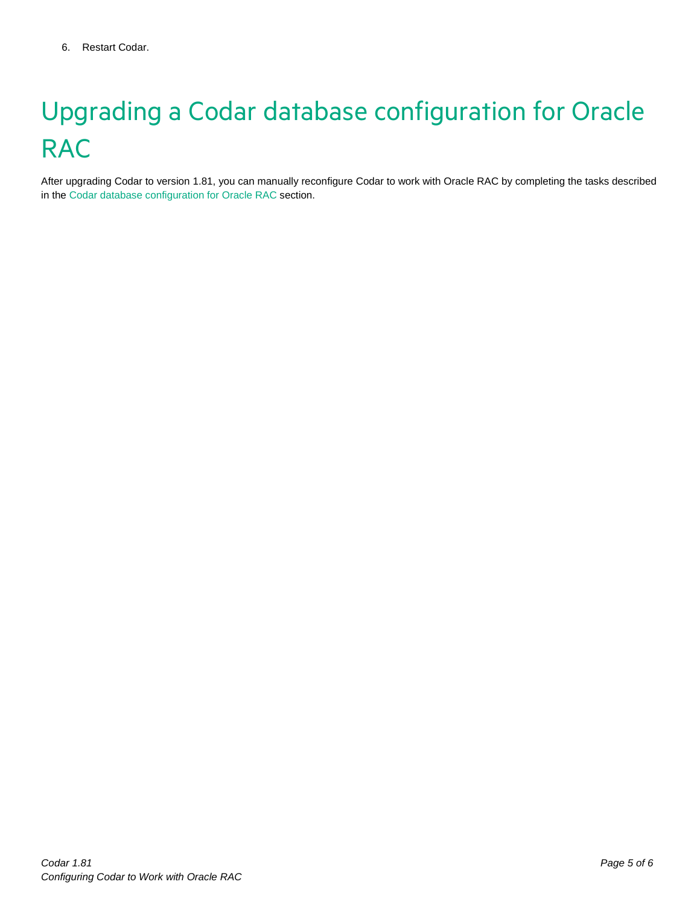6. Restart Codar.

# Upgrading a Codar database configuration for Oracle RAC

After upgrading Codar to version 1.81, you can manually reconfigure Codar to work with Oracle RAC by completing the tasks described in the Codar database configuration for Oracle RAC section.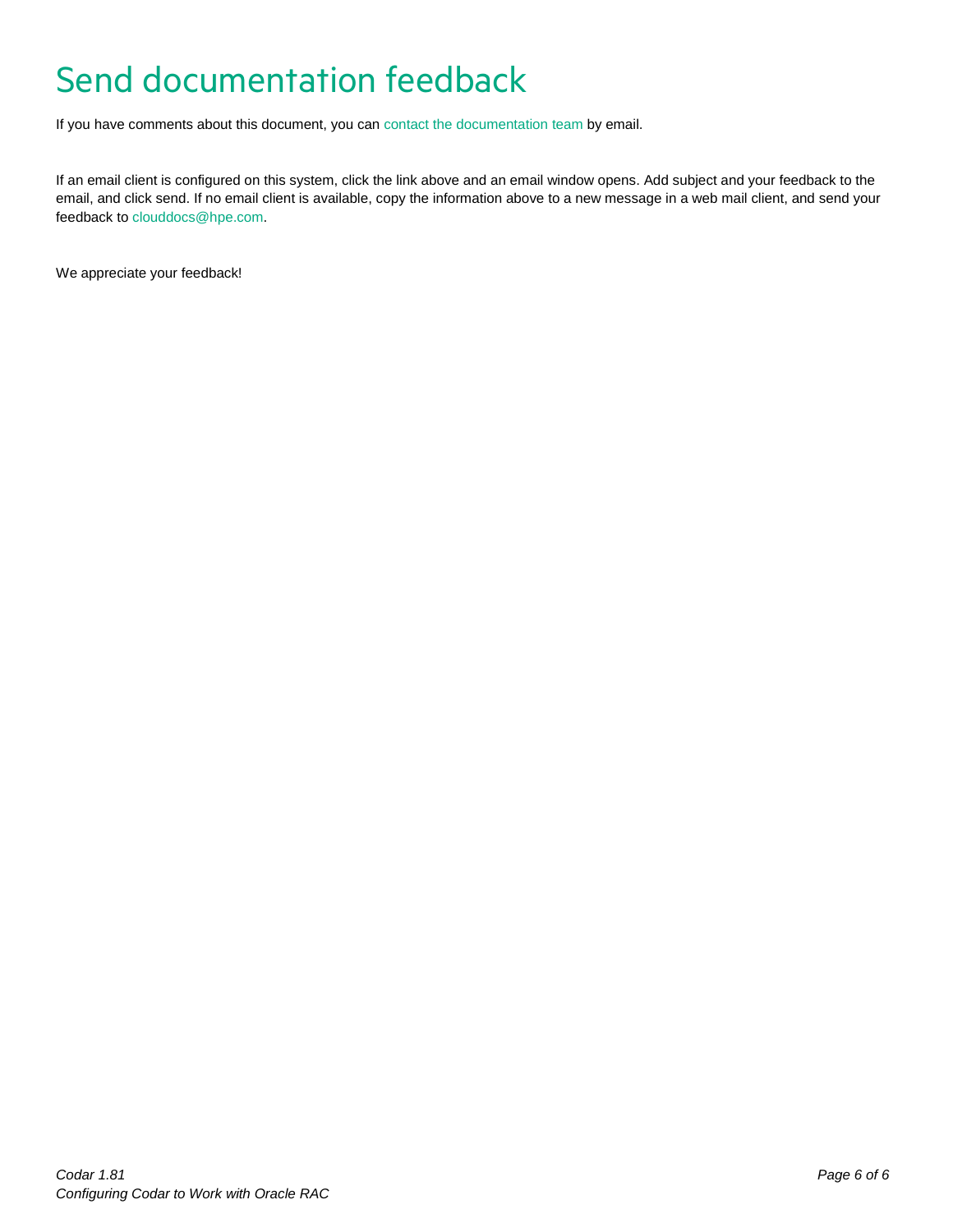# Send documentation feedback

If you have comments about this document, you can contact the documentation team by email.

If an email client is configured on this system, click the link above and an email window opens. Add subject and your feedback to the email, and click send. If no email client is available, copy the information above to a new message in a web mail client, and send your feedback to clouddocs@hpe.com.

We appreciate your feedback!